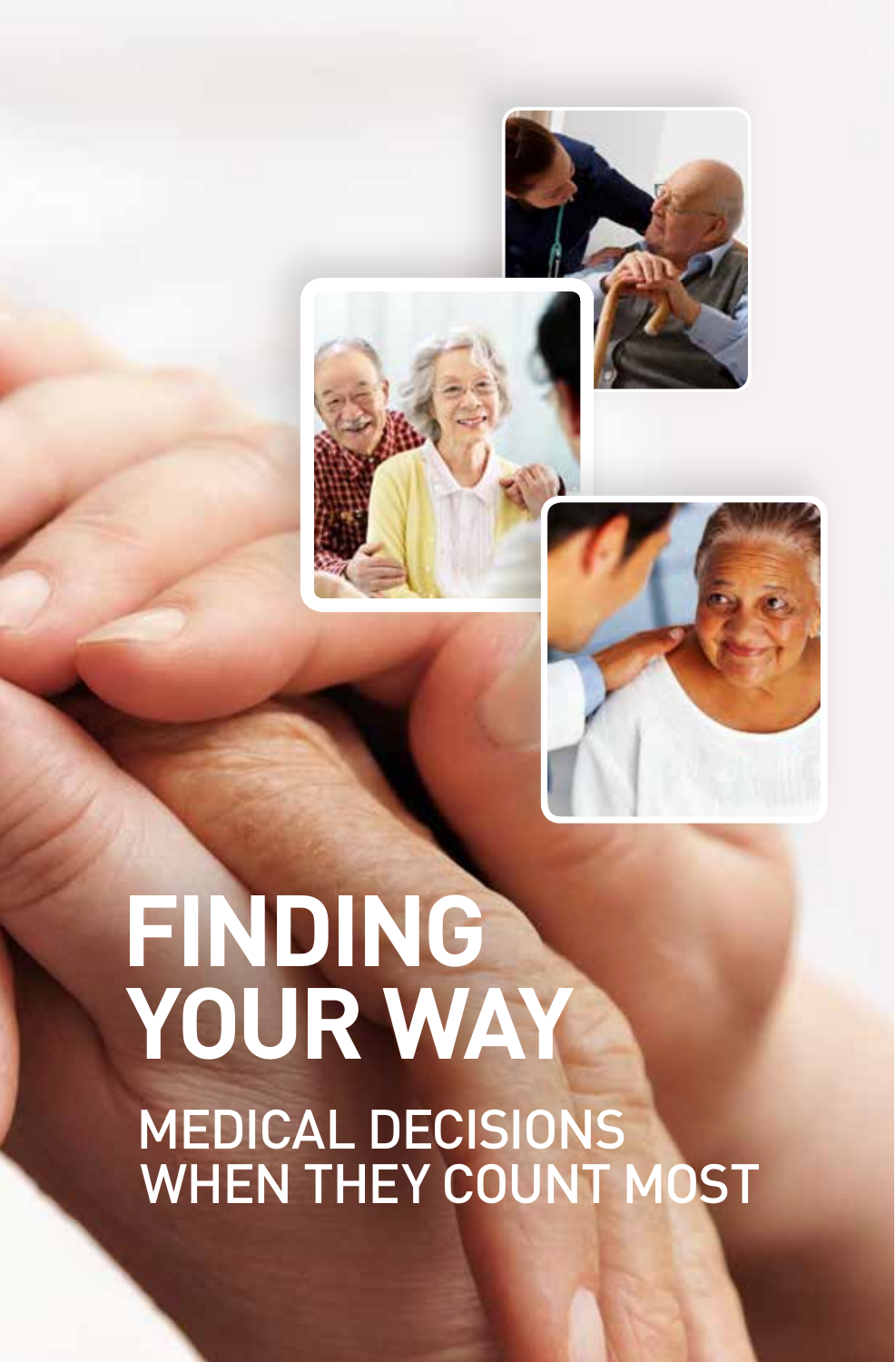# FINDING YOUR WAY

## MEDICAL DECISIONS WHEN THEY COUNT MOST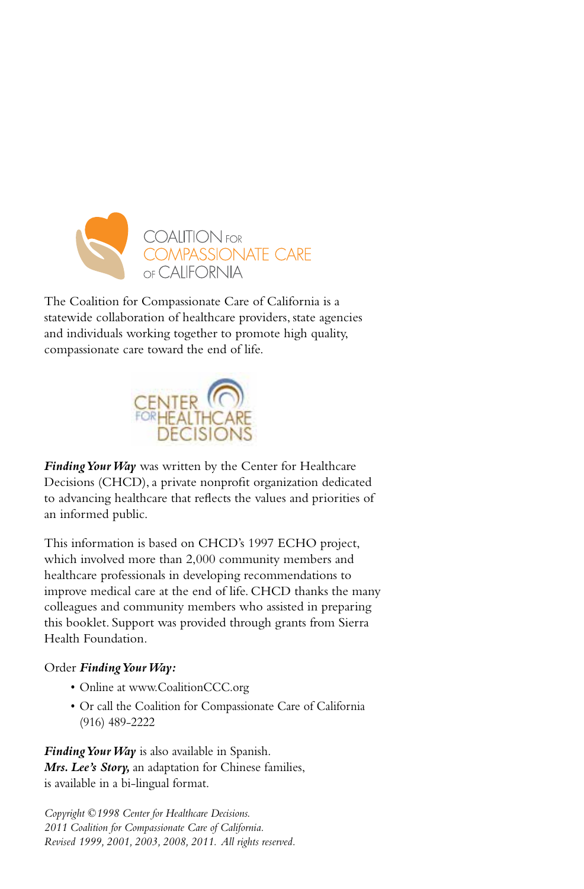COALITION FOR COMPASSIONATE CARE OF CALIFORNIA

The Coalition for Compassionate Care of California is a statewide collaboration of healthcare providers, state agencies and individuals working together to promote high quality, compassionate care toward the end of life.

CENTER FOR HEALTHCARE DECISIONS

***Finding Your Way*** was written by the Center for Healthcare Decisions (CHCD), a private nonprofit organization dedicated to advancing healthcare that reflects the values and priorities of an informed public.

This information is based on CHCD's 1997 ECHO project, which involved more than 2,000 community members and healthcare professionals in developing recommendations to improve medical care at the end of life. CHCD thanks the many colleagues and community members who assisted in preparing this booklet. Support was provided through grants from Sierra Health Foundation.

Order ***Finding Your Way:***

- Online at www.CoalitionCCC.org
- Or call the Coalition for Compassionate Care of California (916) 489-2222

***Finding Your Way*** is also available in Spanish.
***Mrs. Lee's Story,*** an adaptation for Chinese families, is available in a bi-lingual format.

*Copyright ©1998 Center for Healthcare Decisions.*
*2011 Coalition for Compassionate Care of California.*
*Revised 1999, 2001, 2003, 2008, 2011. All rights reserved.*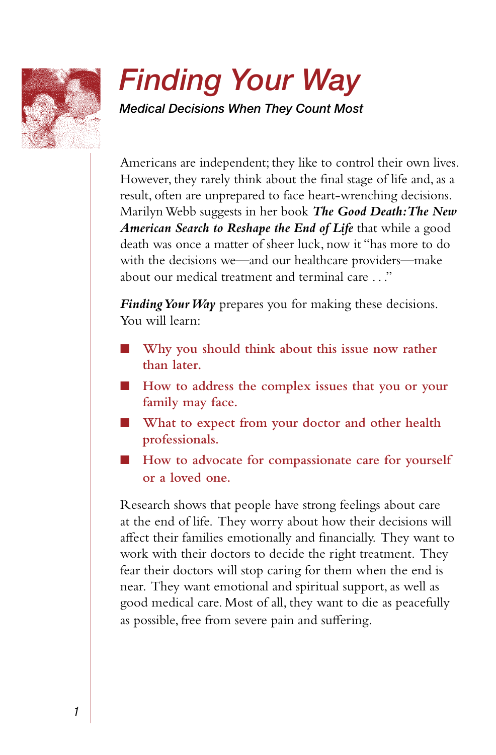# *Finding Your Way*

***Medical Decisions When They Count Most***

Americans are independent; they like to control their own lives. However, they rarely think about the final stage of life and, as a result, often are unprepared to face heart-wrenching decisions. Marilyn Webb suggests in her book ***The Good Death: The New American Search to Reshape the End of Life*** that while a good death was once a matter of sheer luck, now it "has more to do with the decisions we—and our healthcare providers—make about our medical treatment and terminal care . . ."

***Finding Your Way*** prepares you for making these decisions. You will learn:

- Why you should think about this issue now rather than later.
- How to address the complex issues that you or your family may face.
- What to expect from your doctor and other health professionals.
- How to advocate for compassionate care for yourself or a loved one.

Research shows that people have strong feelings about care at the end of life. They worry about how their decisions will affect their families emotionally and financially. They want to work with their doctors to decide the right treatment. They fear their doctors will stop caring for them when the end is near. They want emotional and spiritual support, as well as good medical care. Most of all, they want to die as peacefully as possible, free from severe pain and suffering.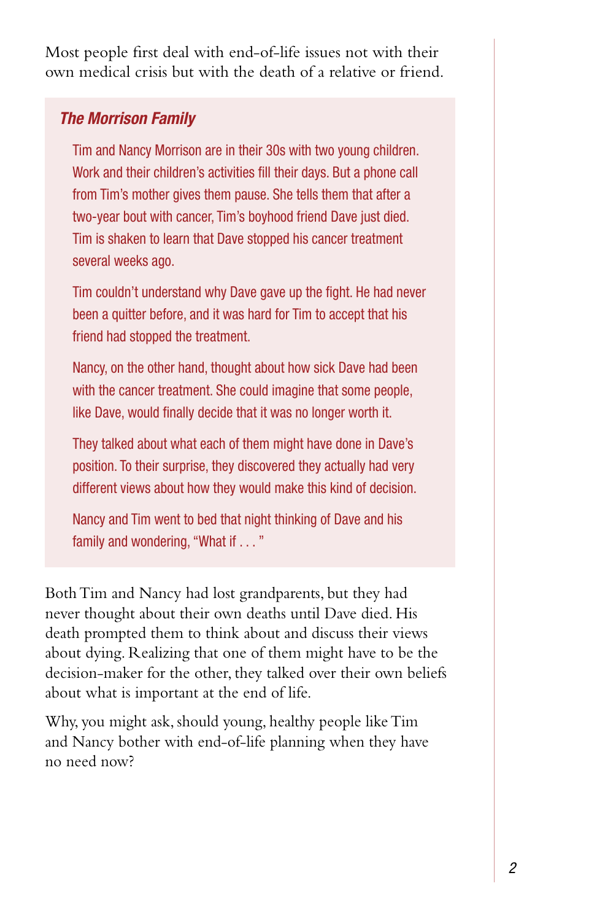Most people first deal with end-of-life issues not with their own medical crisis but with the death of a relative or friend.

> ***The Morrison Family***
>
> Tim and Nancy Morrison are in their 30s with two young children. Work and their children's activities fill their days. But a phone call from Tim's mother gives them pause. She tells them that after a two-year bout with cancer, Tim's boyhood friend Dave just died. Tim is shaken to learn that Dave stopped his cancer treatment several weeks ago.
>
> Tim couldn't understand why Dave gave up the fight. He had never been a quitter before, and it was hard for Tim to accept that his friend had stopped the treatment.
>
> Nancy, on the other hand, thought about how sick Dave had been with the cancer treatment. She could imagine that some people, like Dave, would finally decide that it was no longer worth it.
>
> They talked about what each of them might have done in Dave's position. To their surprise, they discovered they actually had very different views about how they would make this kind of decision.
>
> Nancy and Tim went to bed that night thinking of Dave and his family and wondering, "What if . . . "

Both Tim and Nancy had lost grandparents, but they had never thought about their own deaths until Dave died. His death prompted them to think about and discuss their views about dying. Realizing that one of them might have to be the decision-maker for the other, they talked over their own beliefs about what is important at the end of life.

Why, you might ask, should young, healthy people like Tim and Nancy bother with end-of-life planning when they have no need now?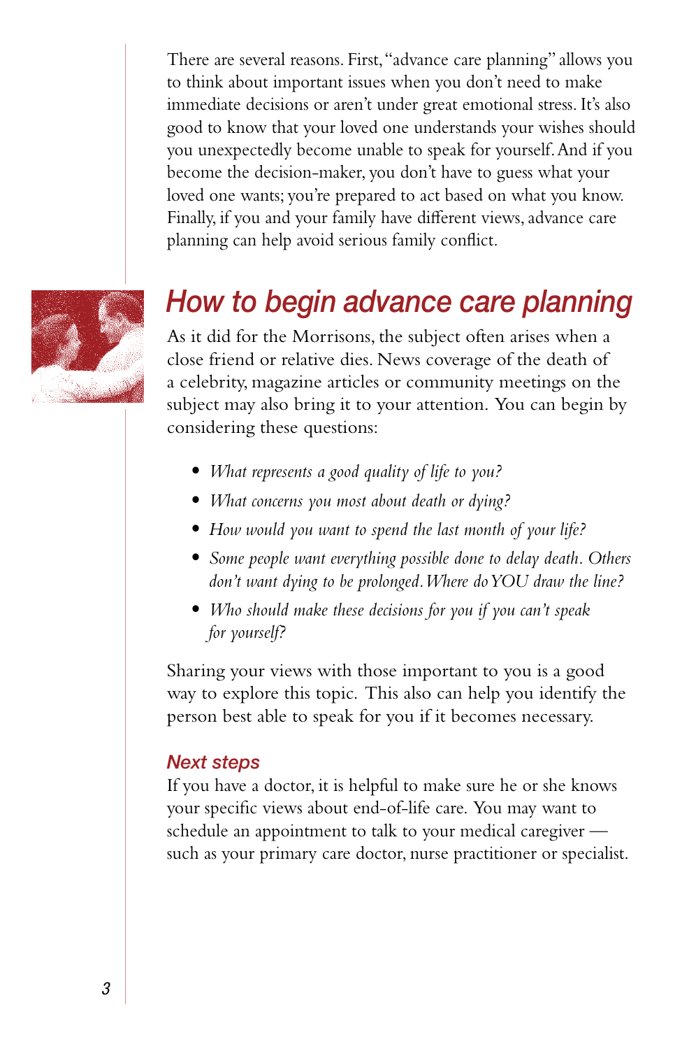There are several reasons. First, "advance care planning" allows you to think about important issues when you don't need to make immediate decisions or aren't under great emotional stress. It's also good to know that your loved one understands your wishes should you unexpectedly become unable to speak for yourself. And if you become the decision-maker, you don't have to guess what your loved one wants; you're prepared to act based on what you know. Finally, if you and your family have different views, advance care planning can help avoid serious family conflict.

## How to begin advance care planning

As it did for the Morrisons, the subject often arises when a close friend or relative dies. News coverage of the death of a celebrity, magazine articles or community meetings on the subject may also bring it to your attention. You can begin by considering these questions:

- *What represents a good quality of life to you?*
- *What concerns you most about death or dying?*
- *How would you want to spend the last month of your life?*
- *Some people want everything possible done to delay death. Others don't want dying to be prolonged. Where do YOU draw the line?*
- *Who should make these decisions for you if you can't speak for yourself?*

Sharing your views with those important to you is a good way to explore this topic. This also can help you identify the person best able to speak for you if it becomes necessary.

### Next steps

If you have a doctor, it is helpful to make sure he or she knows your specific views about end-of-life care. You may want to schedule an appointment to talk to your medical caregiver — such as your primary care doctor, nurse practitioner or specialist.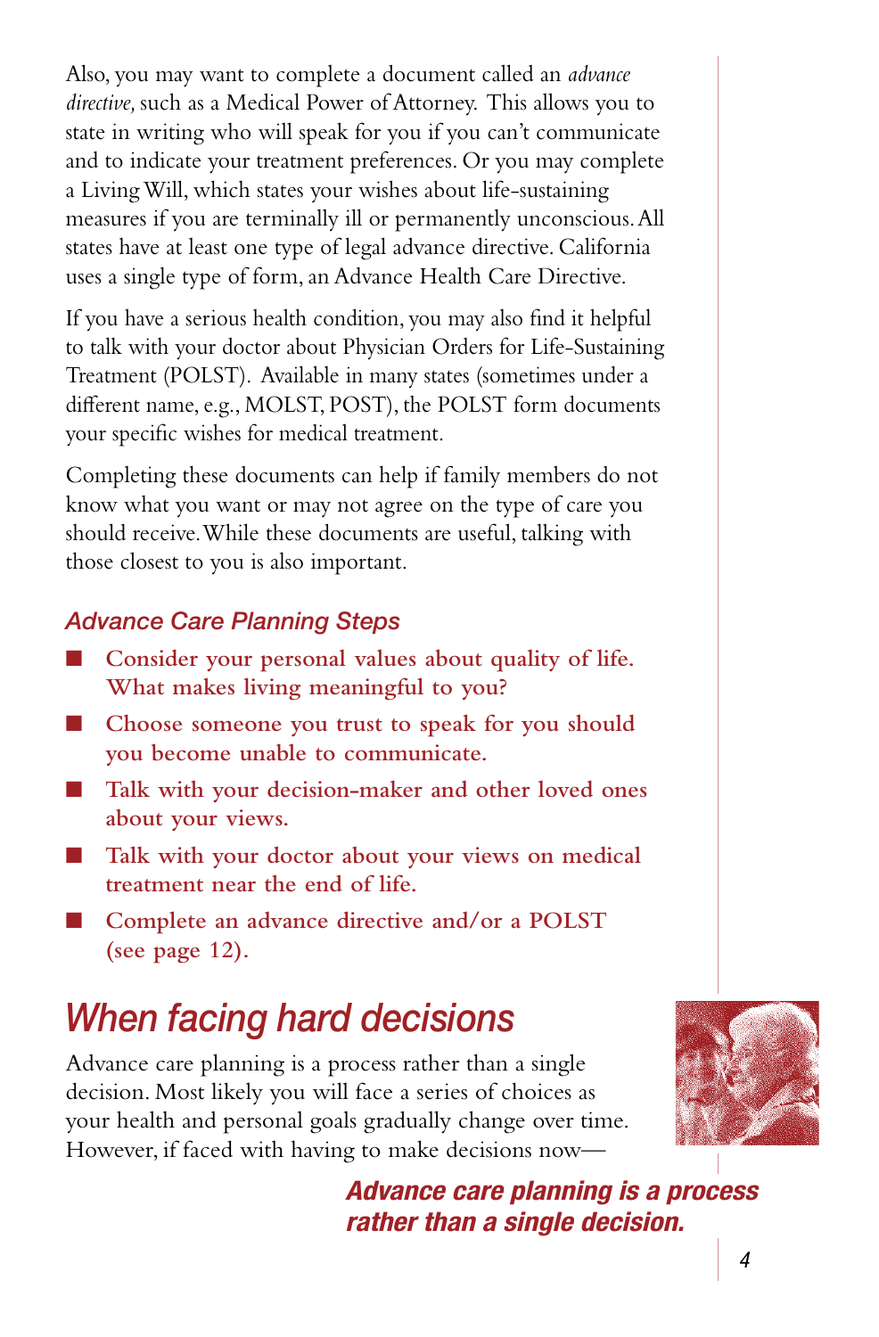Also, you may want to complete a document called an *advance directive,* such as a Medical Power of Attorney. This allows you to state in writing who will speak for you if you can't communicate and to indicate your treatment preferences. Or you may complete a Living Will, which states your wishes about life-sustaining measures if you are terminally ill or permanently unconscious. All states have at least one type of legal advance directive. California uses a single type of form, an Advance Health Care Directive.

If you have a serious health condition, you may also find it helpful to talk with your doctor about Physician Orders for Life-Sustaining Treatment (POLST). Available in many states (sometimes under a different name, e.g., MOLST, POST), the POLST form documents your specific wishes for medical treatment.

Completing these documents can help if family members do not know what you want or may not agree on the type of care you should receive. While these documents are useful, talking with those closest to you is also important.

### *Advance Care Planning Steps*

- Consider your personal values about quality of life. What makes living meaningful to you?
- Choose someone you trust to speak for you should you become unable to communicate.
- Talk with your decision-maker and other loved ones about your views.
- Talk with your doctor about your views on medical treatment near the end of life.
- Complete an advance directive and/or a POLST (see page 12).

## *When facing hard decisions*

Advance care planning is a process rather than a single decision. Most likely you will face a series of choices as your health and personal goals gradually change over time. However, if faced with having to make decisions now—

***Advance care planning is a process rather than a single decision.***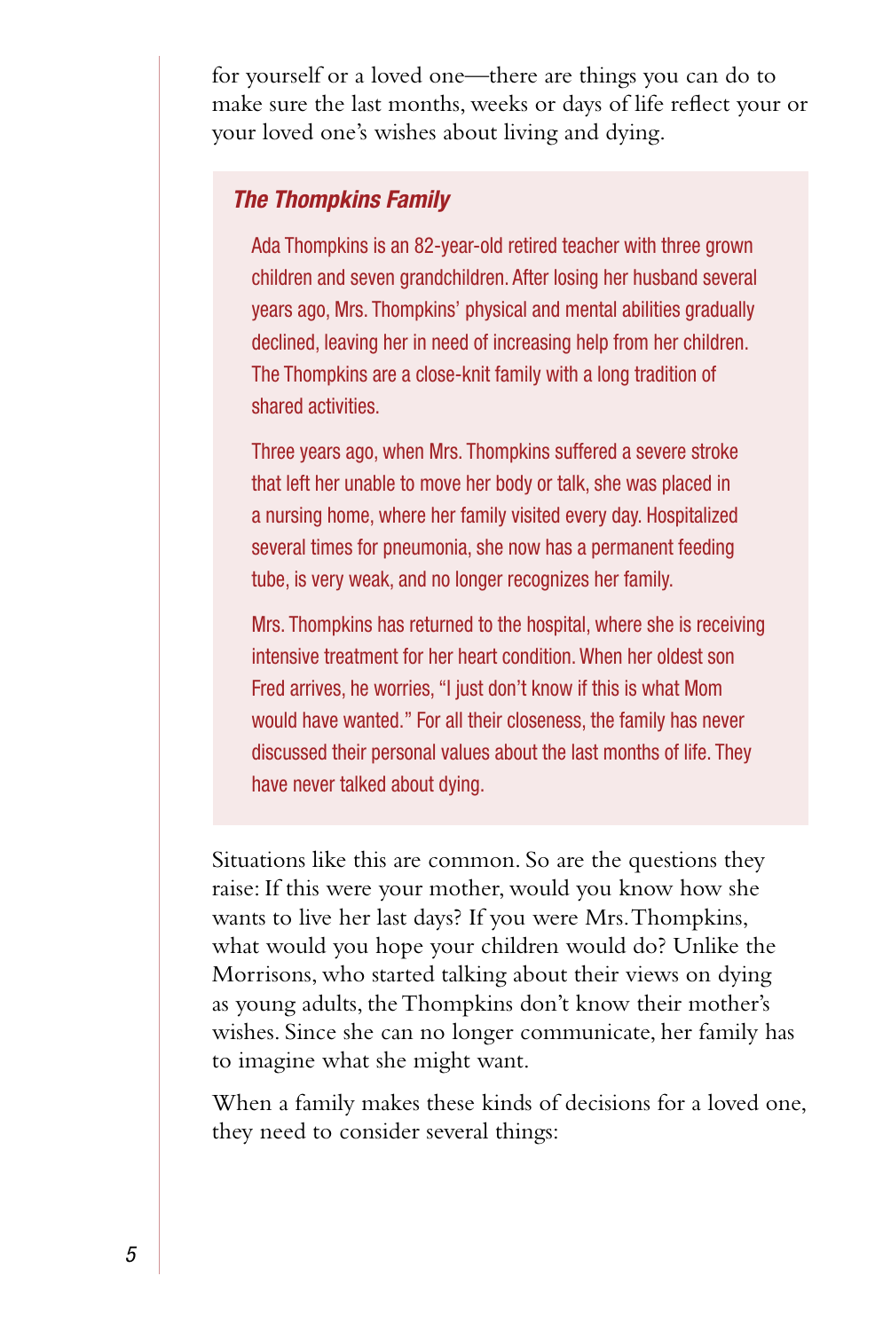for yourself or a loved one—there are things you can do to make sure the last months, weeks or days of life reflect your or your loved one's wishes about living and dying.

> ***The Thompkins Family***
>
> Ada Thompkins is an 82-year-old retired teacher with three grown children and seven grandchildren. After losing her husband several years ago, Mrs. Thompkins' physical and mental abilities gradually declined, leaving her in need of increasing help from her children. The Thompkins are a close-knit family with a long tradition of shared activities.
>
> Three years ago, when Mrs. Thompkins suffered a severe stroke that left her unable to move her body or talk, she was placed in a nursing home, where her family visited every day. Hospitalized several times for pneumonia, she now has a permanent feeding tube, is very weak, and no longer recognizes her family.
>
> Mrs. Thompkins has returned to the hospital, where she is receiving intensive treatment for her heart condition. When her oldest son Fred arrives, he worries, "I just don't know if this is what Mom would have wanted." For all their closeness, the family has never discussed their personal values about the last months of life. They have never talked about dying.

Situations like this are common. So are the questions they raise: If this were your mother, would you know how she wants to live her last days? If you were Mrs. Thompkins, what would you hope your children would do? Unlike the Morrisons, who started talking about their views on dying as young adults, the Thompkins don't know their mother's wishes. Since she can no longer communicate, her family has to imagine what she might want.

When a family makes these kinds of decisions for a loved one, they need to consider several things: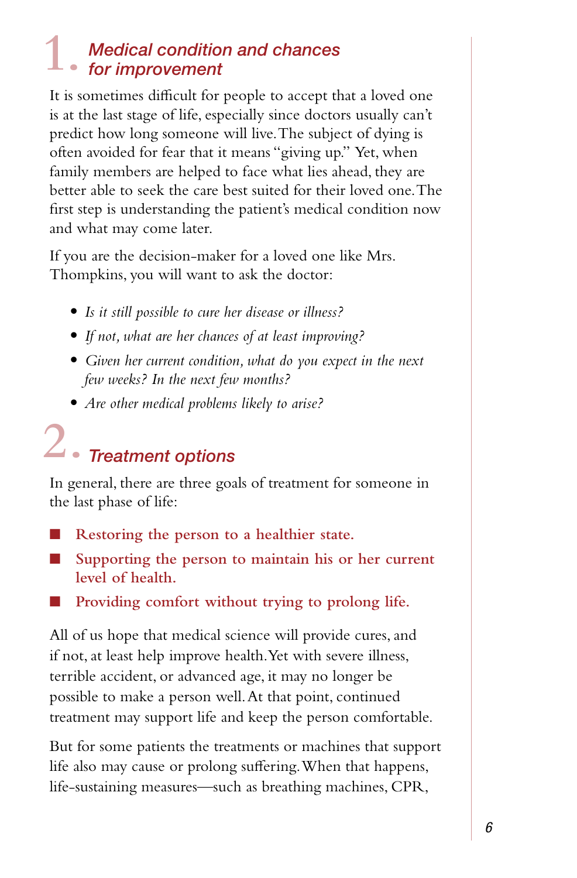## 1. *Medical condition and chances for improvement*

It is sometimes difficult for people to accept that a loved one is at the last stage of life, especially since doctors usually can't predict how long someone will live. The subject of dying is often avoided for fear that it means "giving up." Yet, when family members are helped to face what lies ahead, they are better able to seek the care best suited for their loved one. The first step is understanding the patient's medical condition now and what may come later.

If you are the decision-maker for a loved one like Mrs. Thompkins, you will want to ask the doctor:

- *Is it still possible to cure her disease or illness?*
- *If not, what are her chances of at least improving?*
- *Given her current condition, what do you expect in the next few weeks? In the next few months?*
- *Are other medical problems likely to arise?*

## 2. *Treatment options*

In general, there are three goals of treatment for someone in the last phase of life:

- **Restoring the person to a healthier state.**
- **Supporting the person to maintain his or her current level of health.**
- **Providing comfort without trying to prolong life.**

All of us hope that medical science will provide cures, and if not, at least help improve health. Yet with severe illness, terrible accident, or advanced age, it may no longer be possible to make a person well. At that point, continued treatment may support life and keep the person comfortable.

But for some patients the treatments or machines that support life also may cause or prolong suffering. When that happens, life-sustaining measures—such as breathing machines, CPR,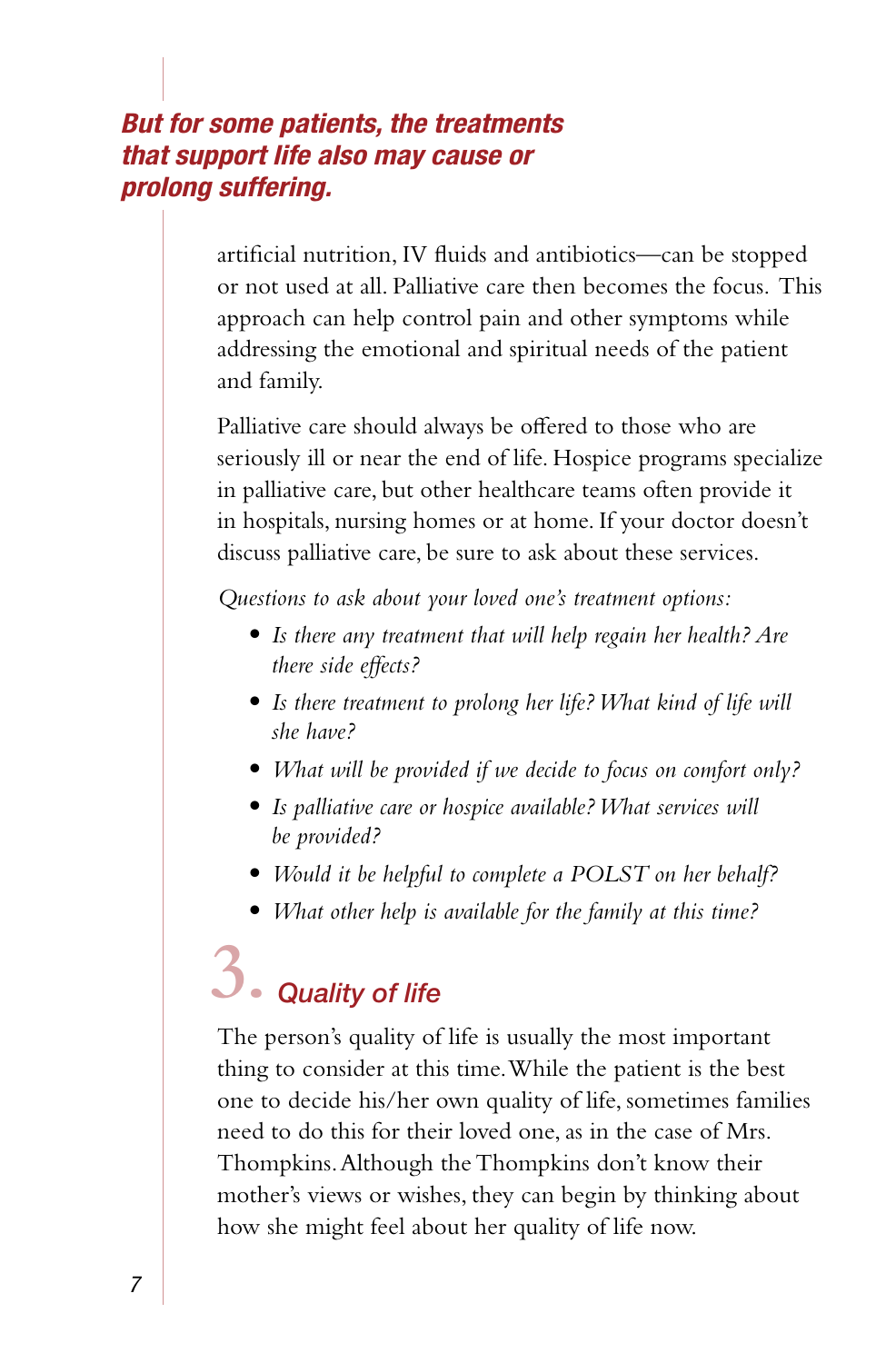***But for some patients, the treatments that support life also may cause or prolong suffering.***

artificial nutrition, IV fluids and antibiotics—can be stopped or not used at all. Palliative care then becomes the focus. This approach can help control pain and other symptoms while addressing the emotional and spiritual needs of the patient and family.

Palliative care should always be offered to those who are seriously ill or near the end of life. Hospice programs specialize in palliative care, but other healthcare teams often provide it in hospitals, nursing homes or at home. If your doctor doesn't discuss palliative care, be sure to ask about these services.

*Questions to ask about your loved one's treatment options:*

- *Is there any treatment that will help regain her health? Are there side effects?*
- *Is there treatment to prolong her life? What kind of life will she have?*
- *What will be provided if we decide to focus on comfort only?*
- *Is palliative care or hospice available? What services will be provided?*
- *Would it be helpful to complete a POLST on her behalf?*
- *What other help is available for the family at this time?*

## 3. *Quality of life*

The person's quality of life is usually the most important thing to consider at this time. While the patient is the best one to decide his/her own quality of life, sometimes families need to do this for their loved one, as in the case of Mrs. Thompkins. Although the Thompkins don't know their mother's views or wishes, they can begin by thinking about how she might feel about her quality of life now.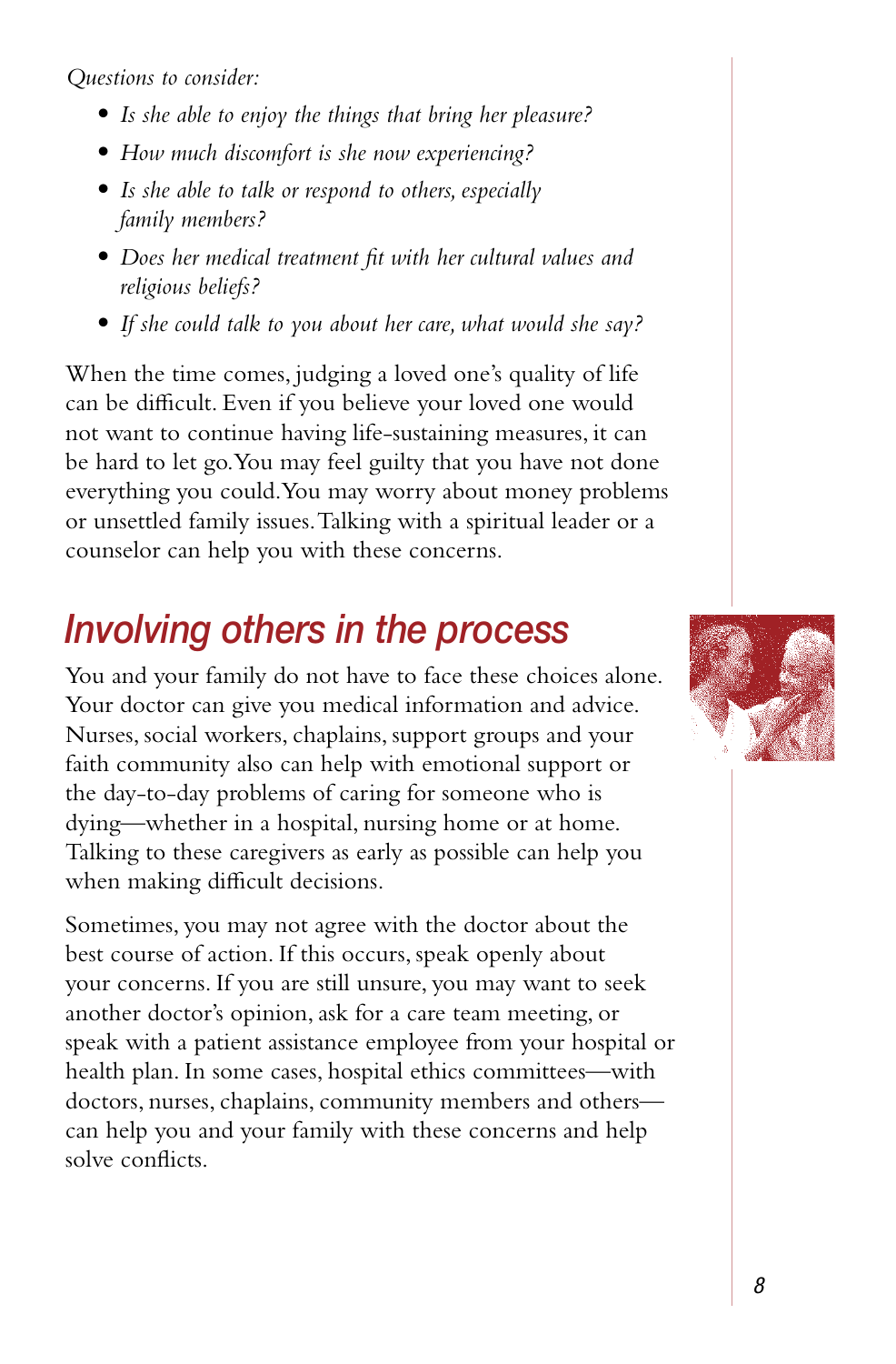*Questions to consider:*

- *Is she able to enjoy the things that bring her pleasure?*
- *How much discomfort is she now experiencing?*
- *Is she able to talk or respond to others, especially family members?*
- *Does her medical treatment fit with her cultural values and religious beliefs?*
- *If she could talk to you about her care, what would she say?*

When the time comes, judging a loved one's quality of life can be difficult. Even if you believe your loved one would not want to continue having life-sustaining measures, it can be hard to let go. You may feel guilty that you have not done everything you could. You may worry about money problems or unsettled family issues. Talking with a spiritual leader or a counselor can help you with these concerns.

## Involving others in the process

You and your family do not have to face these choices alone. Your doctor can give you medical information and advice. Nurses, social workers, chaplains, support groups and your faith community also can help with emotional support or the day-to-day problems of caring for someone who is dying—whether in a hospital, nursing home or at home. Talking to these caregivers as early as possible can help you when making difficult decisions.

Sometimes, you may not agree with the doctor about the best course of action. If this occurs, speak openly about your concerns. If you are still unsure, you may want to seek another doctor's opinion, ask for a care team meeting, or speak with a patient assistance employee from your hospital or health plan. In some cases, hospital ethics committees—with doctors, nurses, chaplains, community members and others—can help you and your family with these concerns and help solve conflicts.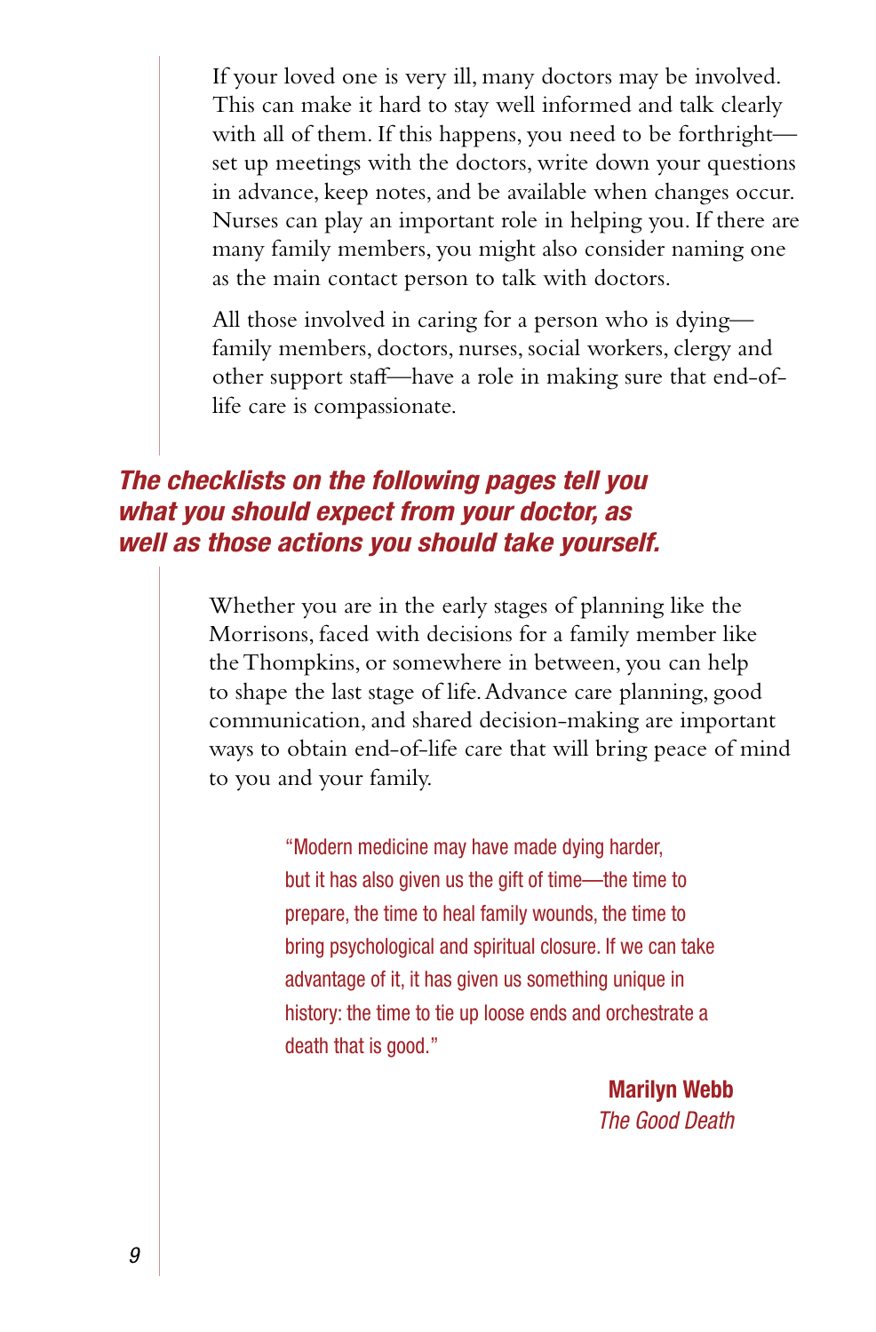If your loved one is very ill, many doctors may be involved. This can make it hard to stay well informed and talk clearly with all of them. If this happens, you need to be forthright—set up meetings with the doctors, write down your questions in advance, keep notes, and be available when changes occur. Nurses can play an important role in helping you. If there are many family members, you might also consider naming one as the main contact person to talk with doctors.

All those involved in caring for a person who is dying—family members, doctors, nurses, social workers, clergy and other support staff—have a role in making sure that end-of-life care is compassionate.

***The checklists on the following pages tell you what you should expect from your doctor, as well as those actions you should take yourself.***

Whether you are in the early stages of planning like the Morrisons, faced with decisions for a family member like the Thompkins, or somewhere in between, you can help to shape the last stage of life. Advance care planning, good communication, and shared decision-making are important ways to obtain end-of-life care that will bring peace of mind to you and your family.

> "Modern medicine may have made dying harder, but it has also given us the gift of time—the time to prepare, the time to heal family wounds, the time to bring psychological and spiritual closure. If we can take advantage of it, it has given us something unique in history: the time to tie up loose ends and orchestrate a death that is good."
>
> **Marilyn Webb**
> *The Good Death*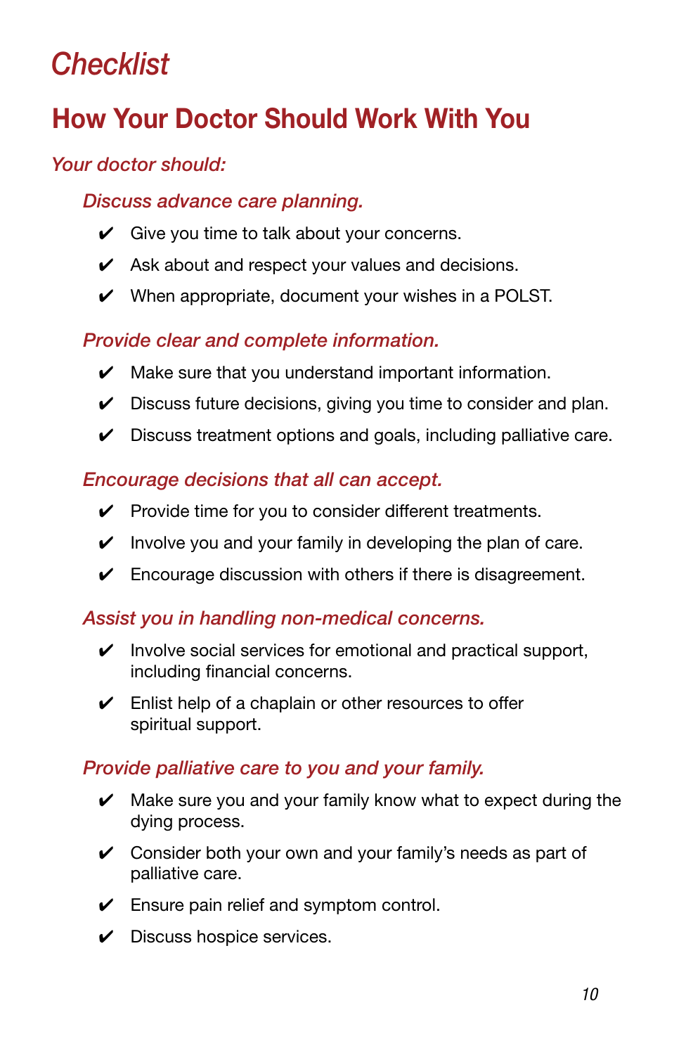# *Checklist*

## How Your Doctor Should Work With You

*Your doctor should:*

### *Discuss advance care planning.*

- ✔ Give you time to talk about your concerns.
- ✔ Ask about and respect your values and decisions.
- ✔ When appropriate, document your wishes in a POLST.

### *Provide clear and complete information.*

- ✔ Make sure that you understand important information.
- ✔ Discuss future decisions, giving you time to consider and plan.
- ✔ Discuss treatment options and goals, including palliative care.

### *Encourage decisions that all can accept.*

- ✔ Provide time for you to consider different treatments.
- ✔ Involve you and your family in developing the plan of care.
- ✔ Encourage discussion with others if there is disagreement.

### *Assist you in handling non-medical concerns.*

- ✔ Involve social services for emotional and practical support, including financial concerns.
- ✔ Enlist help of a chaplain or other resources to offer spiritual support.

### *Provide palliative care to you and your family.*

- ✔ Make sure you and your family know what to expect during the dying process.
- ✔ Consider both your own and your family's needs as part of palliative care.
- ✔ Ensure pain relief and symptom control.
- ✔ Discuss hospice services.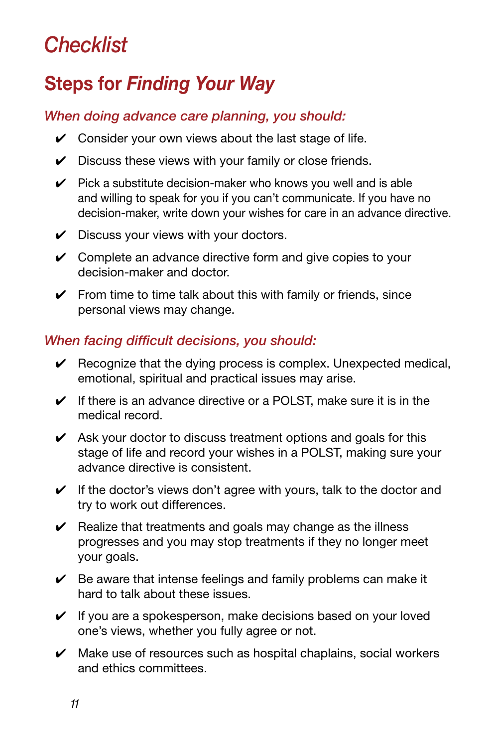# *Checklist*

## Steps for *Finding Your Way*

### *When doing advance care planning, you should:*

- ✔ Consider your own views about the last stage of life.
- ✔ Discuss these views with your family or close friends.
- ✔ Pick a substitute decision-maker who knows you well and is able and willing to speak for you if you can't communicate. If you have no decision-maker, write down your wishes for care in an advance directive.
- ✔ Discuss your views with your doctors.
- ✔ Complete an advance directive form and give copies to your decision-maker and doctor.
- ✔ From time to time talk about this with family or friends, since personal views may change.

### *When facing difficult decisions, you should:*

- ✔ Recognize that the dying process is complex. Unexpected medical, emotional, spiritual and practical issues may arise.
- ✔ If there is an advance directive or a POLST, make sure it is in the medical record.
- ✔ Ask your doctor to discuss treatment options and goals for this stage of life and record your wishes in a POLST, making sure your advance directive is consistent.
- ✔ If the doctor's views don't agree with yours, talk to the doctor and try to work out differences.
- ✔ Realize that treatments and goals may change as the illness progresses and you may stop treatments if they no longer meet your goals.
- ✔ Be aware that intense feelings and family problems can make it hard to talk about these issues.
- ✔ If you are a spokesperson, make decisions based on your loved one's views, whether you fully agree or not.
- ✔ Make use of resources such as hospital chaplains, social workers and ethics committees.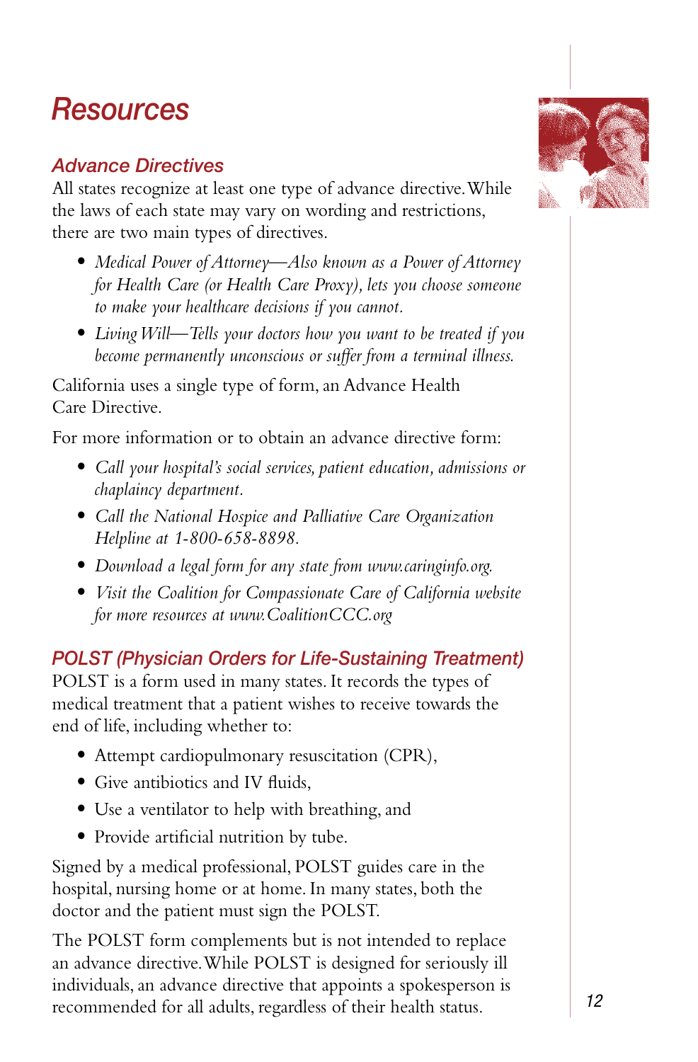# Resources

## Advance Directives

All states recognize at least one type of advance directive. While the laws of each state may vary on wording and restrictions, there are two main types of directives.

- *Medical Power of Attorney—Also known as a Power of Attorney for Health Care (or Health Care Proxy), lets you choose someone to make your healthcare decisions if you cannot.*
- *Living Will—Tells your doctors how you want to be treated if you become permanently unconscious or suffer from a terminal illness.*

California uses a single type of form, an Advance Health Care Directive.

For more information or to obtain an advance directive form:

- *Call your hospital's social services, patient education, admissions or chaplaincy department.*
- *Call the National Hospice and Palliative Care Organization Helpline at 1-800-658-8898.*
- *Download a legal form for any state from www.caringinfo.org.*
- *Visit the Coalition for Compassionate Care of California website for more resources at www.CoalitionCCC.org*

## POLST (Physician Orders for Life-Sustaining Treatment)

POLST is a form used in many states. It records the types of medical treatment that a patient wishes to receive towards the end of life, including whether to:

- Attempt cardiopulmonary resuscitation (CPR),
- Give antibiotics and IV fluids,
- Use a ventilator to help with breathing, and
- Provide artificial nutrition by tube.

Signed by a medical professional, POLST guides care in the hospital, nursing home or at home. In many states, both the doctor and the patient must sign the POLST.

The POLST form complements but is not intended to replace an advance directive. While POLST is designed for seriously ill individuals, an advance directive that appoints a spokesperson is recommended for all adults, regardless of their health status.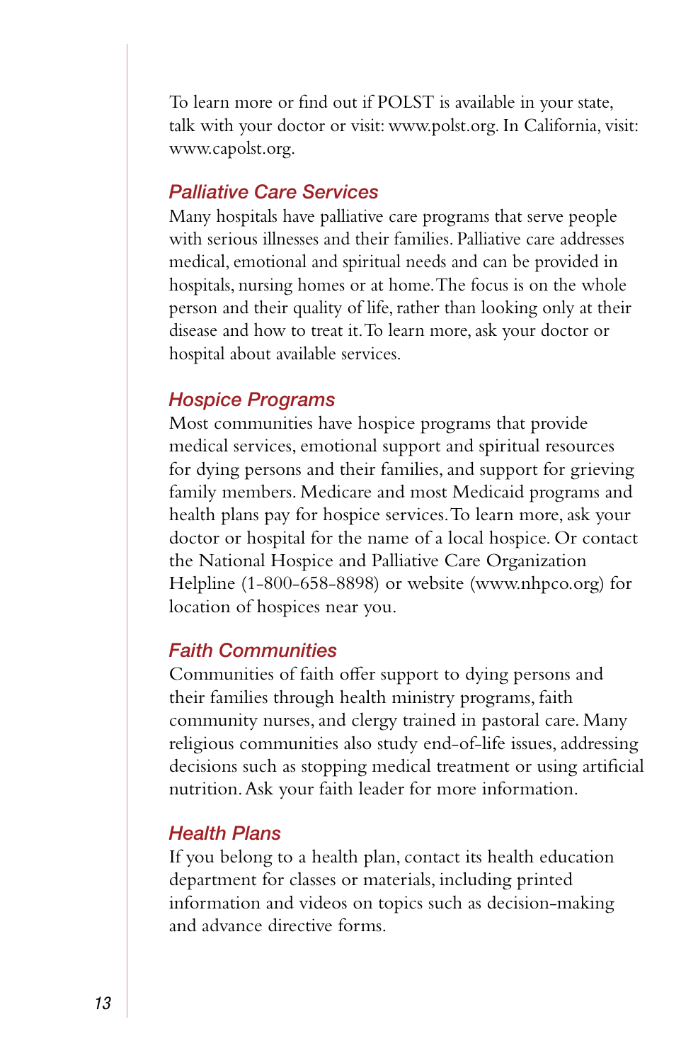To learn more or find out if POLST is available in your state, talk with your doctor or visit: www.polst.org. In California, visit: www.capolst.org.

### *Palliative Care Services*

Many hospitals have palliative care programs that serve people with serious illnesses and their families. Palliative care addresses medical, emotional and spiritual needs and can be provided in hospitals, nursing homes or at home. The focus is on the whole person and their quality of life, rather than looking only at their disease and how to treat it. To learn more, ask your doctor or hospital about available services.

### *Hospice Programs*

Most communities have hospice programs that provide medical services, emotional support and spiritual resources for dying persons and their families, and support for grieving family members. Medicare and most Medicaid programs and health plans pay for hospice services. To learn more, ask your doctor or hospital for the name of a local hospice. Or contact the National Hospice and Palliative Care Organization Helpline (1-800-658-8898) or website (www.nhpco.org) for location of hospices near you.

### *Faith Communities*

Communities of faith offer support to dying persons and their families through health ministry programs, faith community nurses, and clergy trained in pastoral care. Many religious communities also study end-of-life issues, addressing decisions such as stopping medical treatment or using artificial nutrition. Ask your faith leader for more information.

### *Health Plans*

If you belong to a health plan, contact its health education department for classes or materials, including printed information and videos on topics such as decision-making and advance directive forms.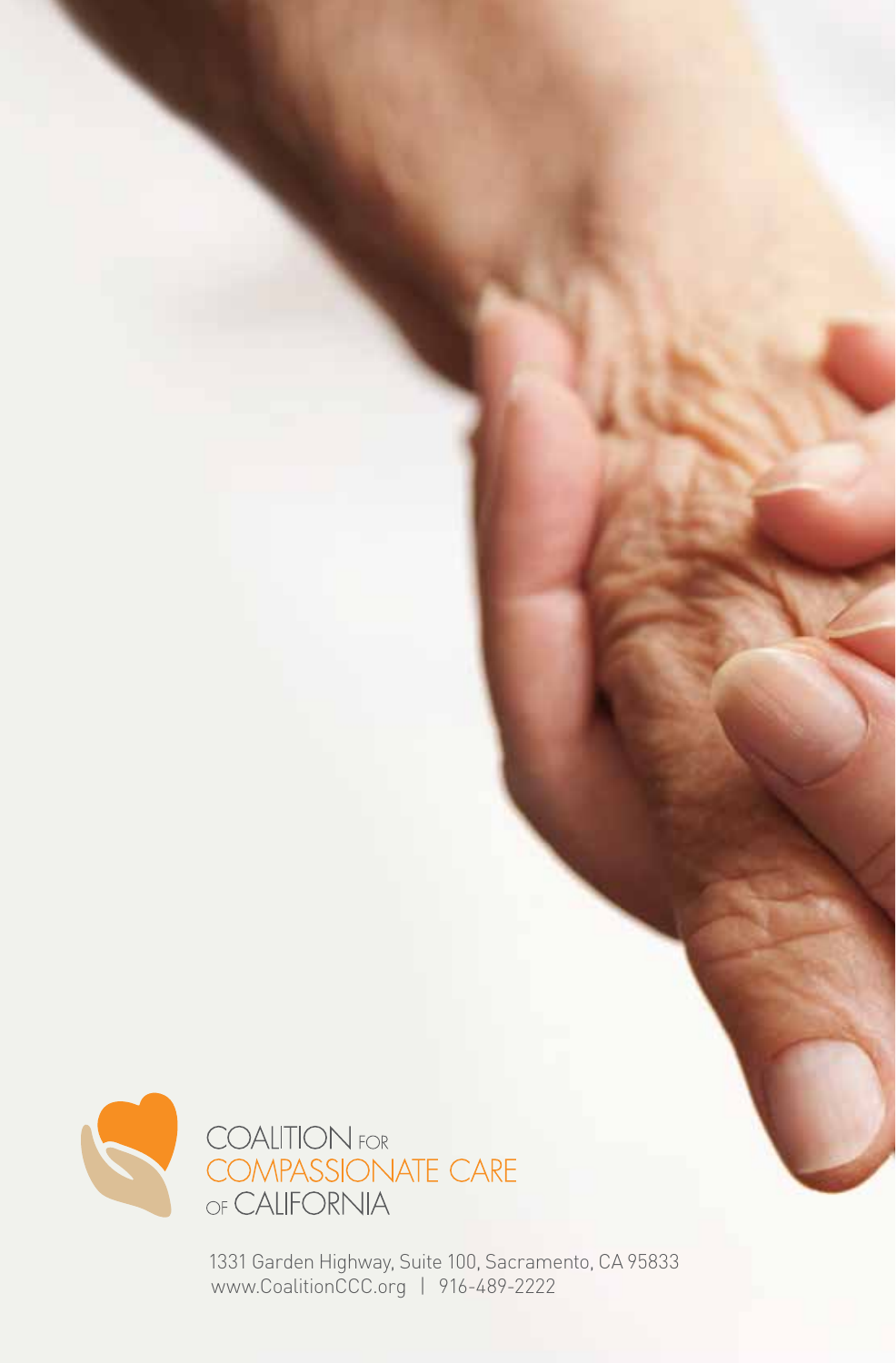COALITION FOR
COMPASSIONATE CARE
OF CALIFORNIA

1331 Garden Highway, Suite 100, Sacramento, CA 95833
www.CoalitionCCC.org | 916-489-2222